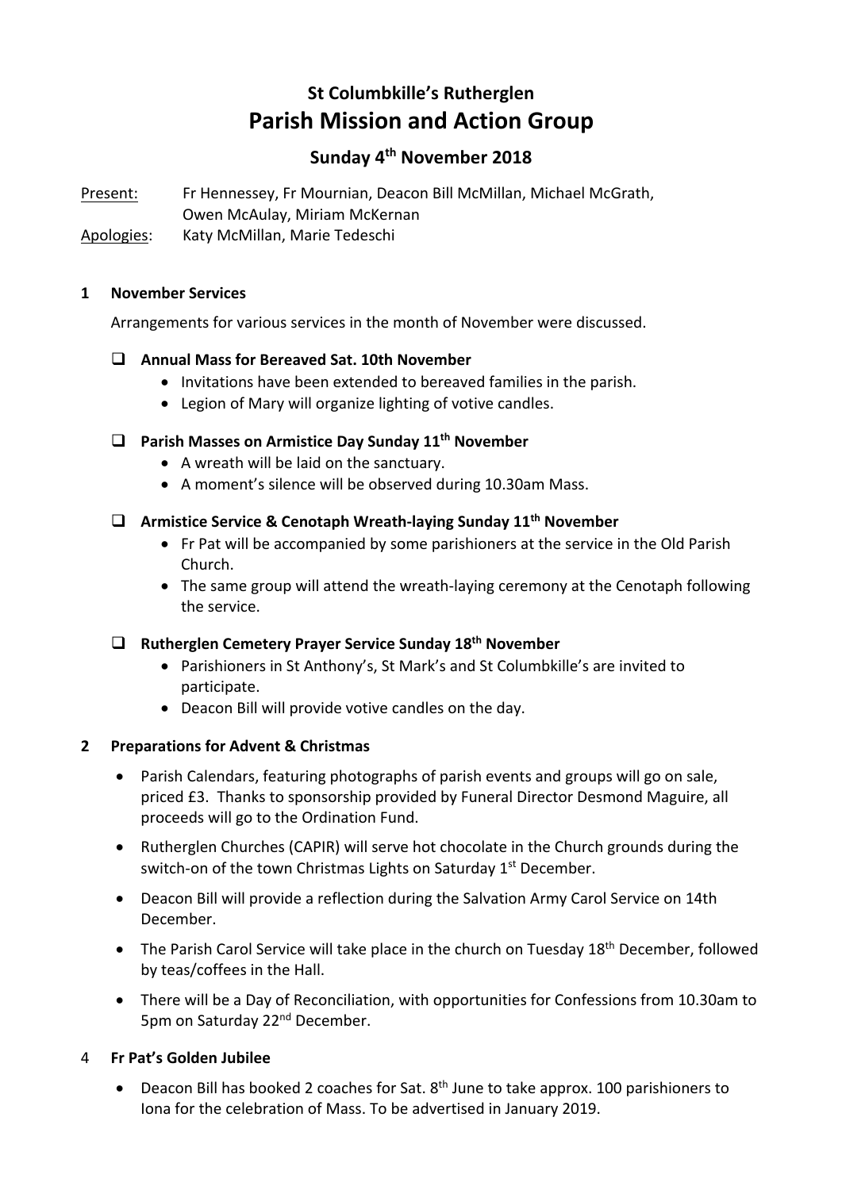# St Columbkille's Rutherglen
# Parish Mission and Action Group

## Sunday 4th November 2018

Present: Fr Hennessey, Fr Mournian, Deacon Bill McMillan, Michael McGrath, Owen McAulay, Miriam McKernan

Apologies: Katy McMillan, Marie Tedeschi

### 1 November Services

Arrangements for various services in the month of November were discussed.

- **Annual Mass for Bereaved Sat. 10th November**
  - Invitations have been extended to bereaved families in the parish.
  - Legion of Mary will organize lighting of votive candles.
- **Parish Masses on Armistice Day Sunday 11th November**
  - A wreath will be laid on the sanctuary.
  - A moment's silence will be observed during 10.30am Mass.
- **Armistice Service & Cenotaph Wreath-laying Sunday 11th November**
  - Fr Pat will be accompanied by some parishioners at the service in the Old Parish Church.
  - The same group will attend the wreath-laying ceremony at the Cenotaph following the service.
- **Rutherglen Cemetery Prayer Service Sunday 18th November**
  - Parishioners in St Anthony's, St Mark's and St Columbkille's are invited to participate.
  - Deacon Bill will provide votive candles on the day.

### 2 Preparations for Advent & Christmas

- Parish Calendars, featuring photographs of parish events and groups will go on sale, priced £3. Thanks to sponsorship provided by Funeral Director Desmond Maguire, all proceeds will go to the Ordination Fund.
- Rutherglen Churches (CAPIR) will serve hot chocolate in the Church grounds during the switch-on of the town Christmas Lights on Saturday 1st December.
- Deacon Bill will provide a reflection during the Salvation Army Carol Service on 14th December.
- The Parish Carol Service will take place in the church on Tuesday 18th December, followed by teas/coffees in the Hall.
- There will be a Day of Reconciliation, with opportunities for Confessions from 10.30am to 5pm on Saturday 22nd December.

### 4 Fr Pat's Golden Jubilee

- Deacon Bill has booked 2 coaches for Sat. 8th June to take approx. 100 parishioners to Iona for the celebration of Mass. To be advertised in January 2019.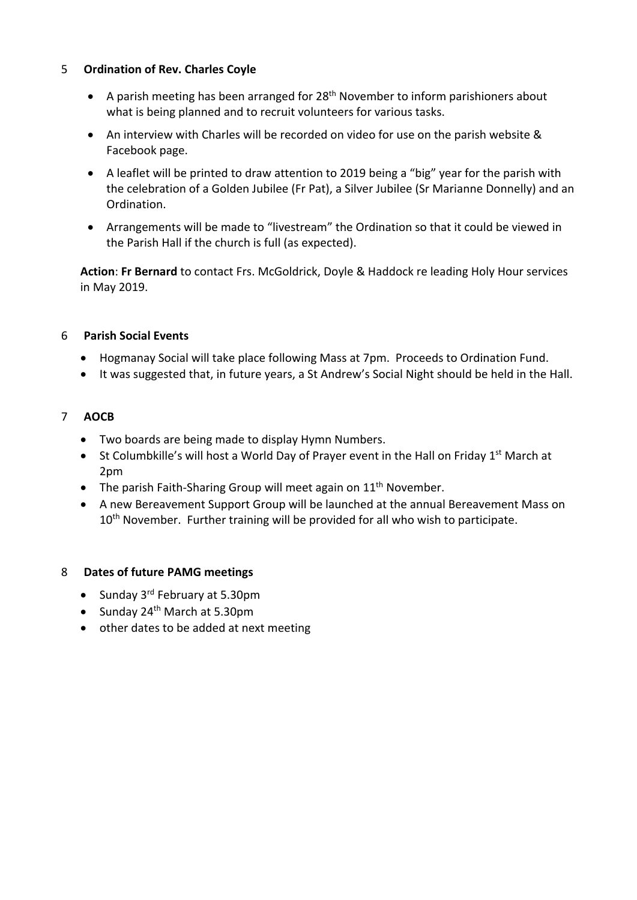## 5 Ordination of Rev. Charles Coyle

- A parish meeting has been arranged for 28th November to inform parishioners about what is being planned and to recruit volunteers for various tasks.
- An interview with Charles will be recorded on video for use on the parish website & Facebook page.
- A leaflet will be printed to draw attention to 2019 being a "big" year for the parish with the celebration of a Golden Jubilee (Fr Pat), a Silver Jubilee (Sr Marianne Donnelly) and an Ordination.
- Arrangements will be made to "livestream" the Ordination so that it could be viewed in the Parish Hall if the church is full (as expected).

**Action**: **Fr Bernard** to contact Frs. McGoldrick, Doyle & Haddock re leading Holy Hour services in May 2019.

## 6 Parish Social Events

- Hogmanay Social will take place following Mass at 7pm. Proceeds to Ordination Fund.
- It was suggested that, in future years, a St Andrew's Social Night should be held in the Hall.

## 7 AOCB

- Two boards are being made to display Hymn Numbers.
- St Columbkille's will host a World Day of Prayer event in the Hall on Friday 1st March at 2pm
- The parish Faith-Sharing Group will meet again on 11th November.
- A new Bereavement Support Group will be launched at the annual Bereavement Mass on 10th November. Further training will be provided for all who wish to participate.

## 8 Dates of future PAMG meetings

- Sunday 3rd February at 5.30pm
- Sunday 24th March at 5.30pm
- other dates to be added at next meeting